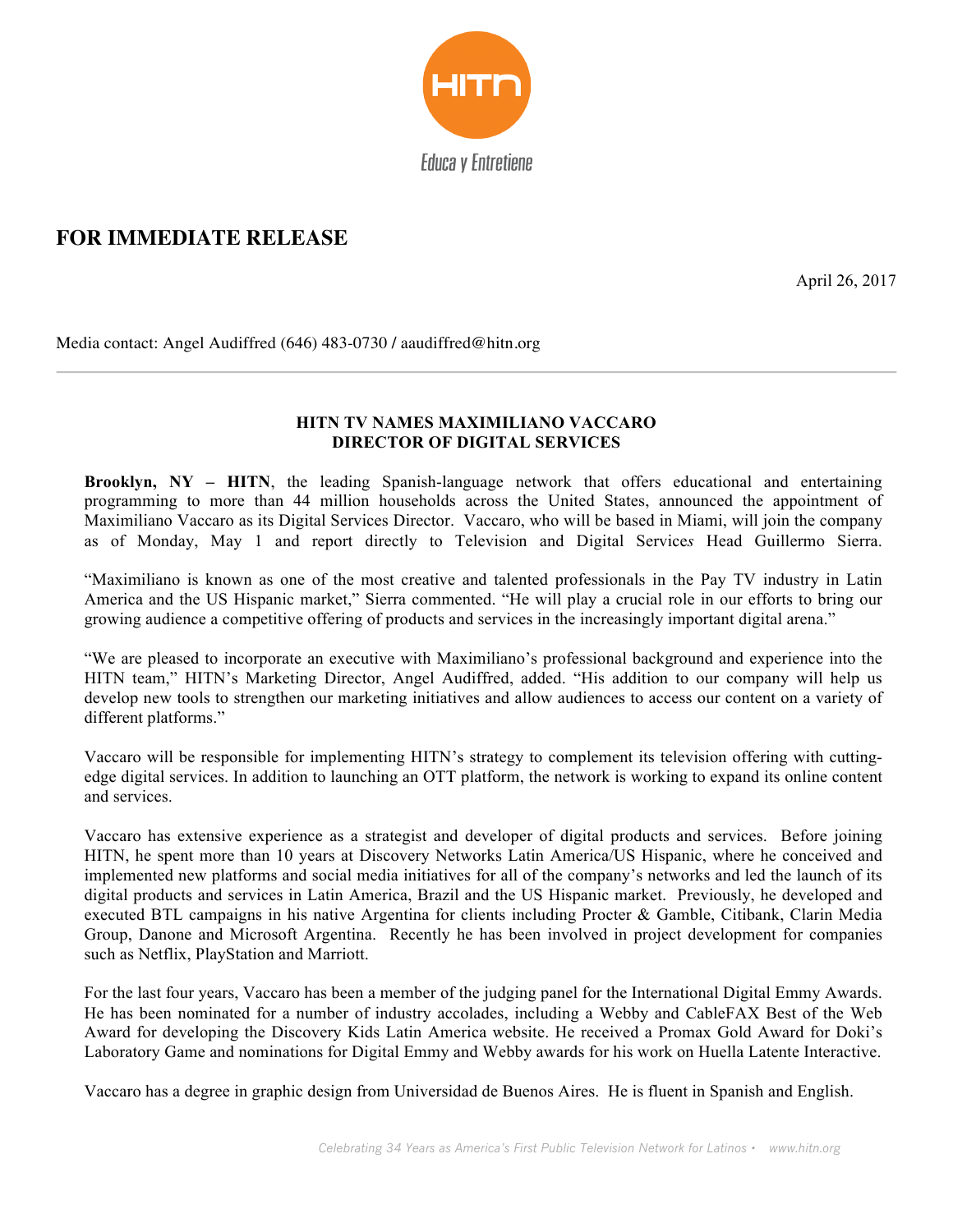HITN

Educa y Entretiene

# FOR IMMEDIATE RELEASE

April 26, 2017

Media contact: Angel Audiffred (646) 483-0730 / aaudiffred@hitn.org

---

**HITN TV NAMES MAXIMILIANO VACCARO**
**DIRECTOR OF DIGITAL SERVICES**

**Brooklyn, NY – HITN**, the leading Spanish-language network that offers educational and entertaining programming to more than 44 million households across the United States, announced the appointment of Maximiliano Vaccaro as its Digital Services Director. Vaccaro, who will be based in Miami, will join the company as of Monday, May 1 and report directly to Television and Digital Service*s* Head Guillermo Sierra.

"Maximiliano is known as one of the most creative and talented professionals in the Pay TV industry in Latin America and the US Hispanic market," Sierra commented. "He will play a crucial role in our efforts to bring our growing audience a competitive offering of products and services in the increasingly important digital arena."

"We are pleased to incorporate an executive with Maximiliano's professional background and experience into the HITN team," HITN's Marketing Director, Angel Audiffred, added. "His addition to our company will help us develop new tools to strengthen our marketing initiatives and allow audiences to access our content on a variety of different platforms."

Vaccaro will be responsible for implementing HITN's strategy to complement its television offering with cutting-edge digital services. In addition to launching an OTT platform, the network is working to expand its online content and services.

Vaccaro has extensive experience as a strategist and developer of digital products and services. Before joining HITN, he spent more than 10 years at Discovery Networks Latin America/US Hispanic, where he conceived and implemented new platforms and social media initiatives for all of the company's networks and led the launch of its digital products and services in Latin America, Brazil and the US Hispanic market. Previously, he developed and executed BTL campaigns in his native Argentina for clients including Procter & Gamble, Citibank, Clarin Media Group, Danone and Microsoft Argentina. Recently he has been involved in project development for companies such as Netflix, PlayStation and Marriott.

For the last four years, Vaccaro has been a member of the judging panel for the International Digital Emmy Awards. He has been nominated for a number of industry accolades, including a Webby and CableFAX Best of the Web Award for developing the Discovery Kids Latin America website. He received a Promax Gold Award for Doki's Laboratory Game and nominations for Digital Emmy and Webby awards for his work on Huella Latente Interactive.

Vaccaro has a degree in graphic design from Universidad de Buenos Aires. He is fluent in Spanish and English.

*Celebrating 34 Years as America's First Public Television Network for Latinos • www.hitn.org*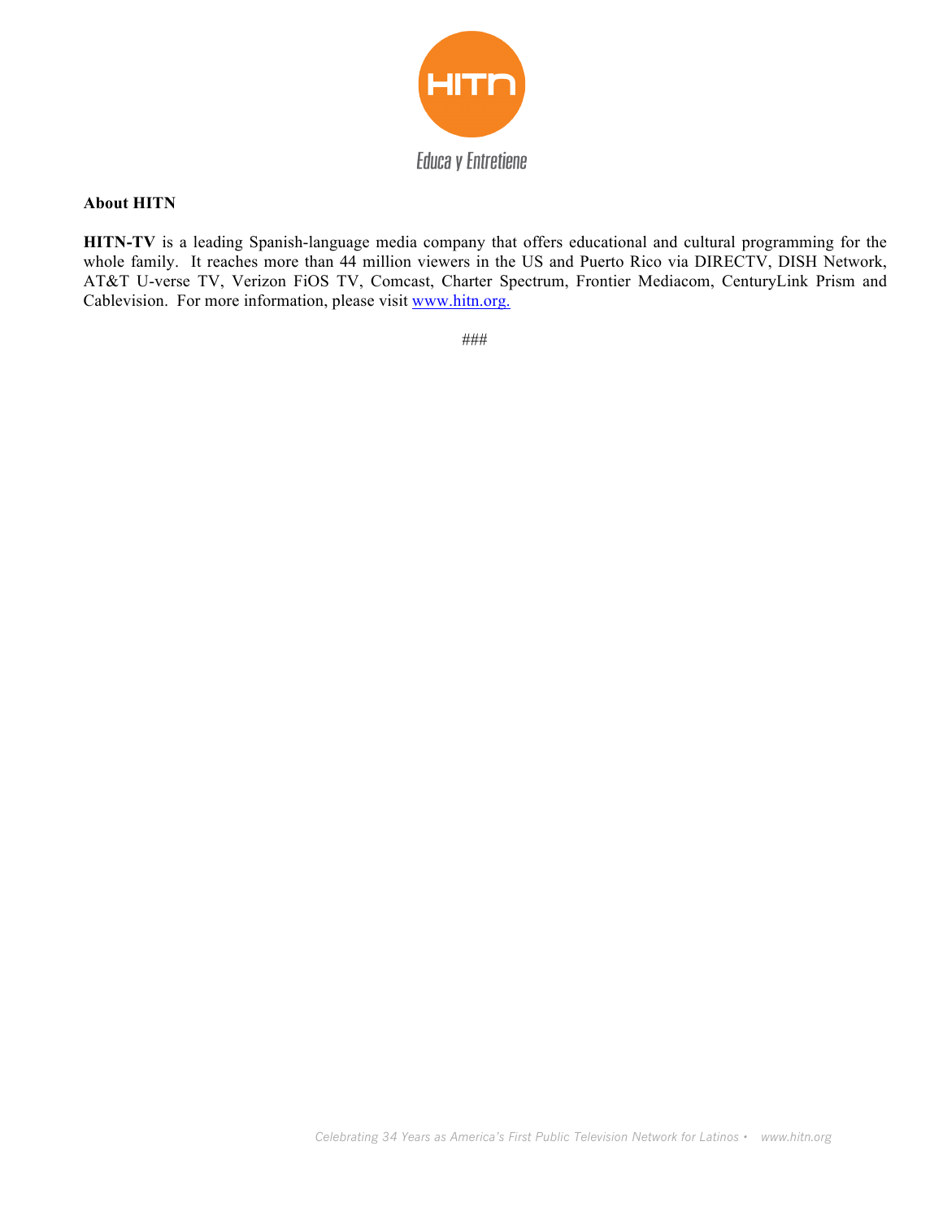Educa y Entretiene

**About HITN**

**HITN-TV** is a leading Spanish-language media company that offers educational and cultural programming for the whole family. It reaches more than 44 million viewers in the US and Puerto Rico via DIRECTV, DISH Network, AT&T U-verse TV, Verizon FiOS TV, Comcast, Charter Spectrum, Frontier Mediacom, CenturyLink Prism and Cablevision. For more information, please visit [www.hitn.org.](http://www.hitn.org)

###